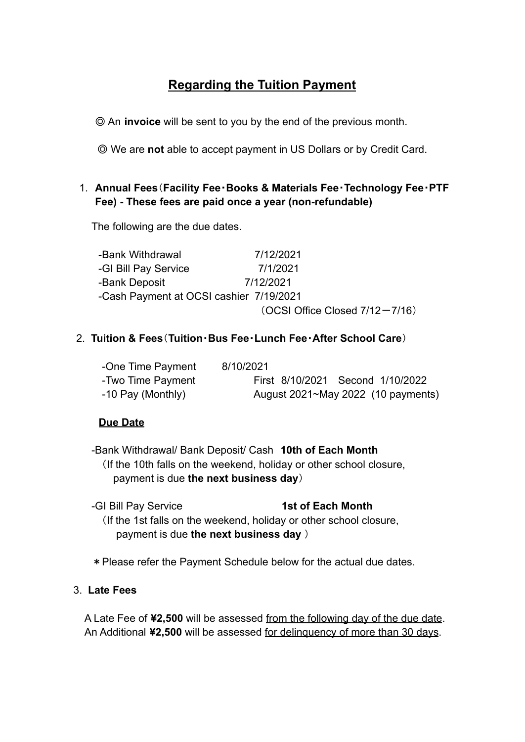# Regarding the Tuition Payment

◎ An **invoice** will be sent to you by the end of the previous month.

◎ We are **not** able to accept payment in US Dollars or by Credit Card.

1. **Annual Fees（Facility Fee・Books & Materials Fee・Technology Fee・PTF Fee) - These fees are paid once a year (non-refundable)**

   The following are the due dates.

   | | |
   |---|---|
   | -Bank Withdrawal | 7/12/2021 |
   | -GI Bill Pay Service | 7/1/2021 |
   | -Bank Deposit | 7/12/2021 |
   | -Cash Payment at OCSI cashier | 7/19/2021 （OCSI Office Closed 7/12－7/16） |

2. **Tuition & Fees（Tuition・Bus Fee・Lunch Fee・After School Care）**

   | | |
   |---|---|
   | -One Time Payment | 8/10/2021 |
   | -Two Time Payment | First 8/10/2021 Second 1/10/2022 |
   | -10 Pay (Monthly) | August 2021~May 2022 (10 payments) |

   **Due Date**

   -Bank Withdrawal/ Bank Deposit/ Cash **10th of Each Month**
   （If the 10th falls on the weekend, holiday or other school closure, payment is due **the next business day**）

   -GI Bill Pay Service **1st of Each Month**
   （If the 1st falls on the weekend, holiday or other school closure, payment is due **the next business day** ）

   ＊Please refer the Payment Schedule below for the actual due dates.

3. **Late Fees**

   A Late Fee of **¥2,500** will be assessed <u>from the following day of the due date</u>.
   An Additional **¥2,500** will be assessed <u>for delinquency of more than 30 days</u>.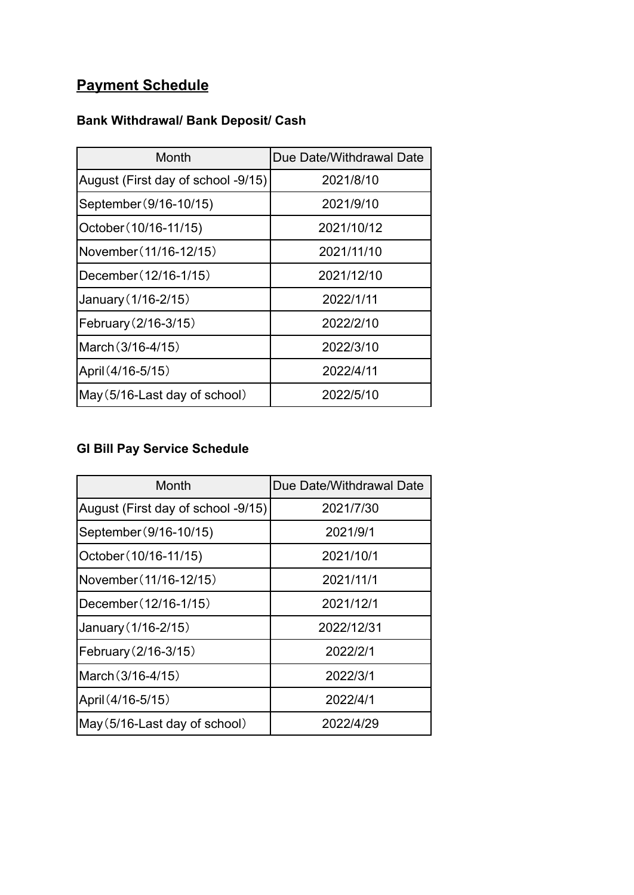## Payment Schedule

### Bank Withdrawal/ Bank Deposit/ Cash

| Month | Due Date/Withdrawal Date |
| --- | --- |
| August (First day of school -9/15) | 2021/8/10 |
| September（9/16-10/15) | 2021/9/10 |
| October（10/16-11/15) | 2021/10/12 |
| November（11/16-12/15） | 2021/11/10 |
| December（12/16-1/15） | 2021/12/10 |
| January（1/16-2/15） | 2022/1/11 |
| February（2/16-3/15） | 2022/2/10 |
| March（3/16-4/15） | 2022/3/10 |
| April（4/16-5/15） | 2022/4/11 |
| May（5/16-Last day of school） | 2022/5/10 |

### GI Bill Pay Service Schedule

| Month | Due Date/Withdrawal Date |
| --- | --- |
| August (First day of school -9/15) | 2021/7/30 |
| September（9/16-10/15) | 2021/9/1 |
| October（10/16-11/15) | 2021/10/1 |
| November（11/16-12/15） | 2021/11/1 |
| December（12/16-1/15） | 2021/12/1 |
| January（1/16-2/15） | 2022/12/31 |
| February（2/16-3/15） | 2022/2/1 |
| March（3/16-4/15） | 2022/3/1 |
| April（4/16-5/15） | 2022/4/1 |
| May（5/16-Last day of school） | 2022/4/29 |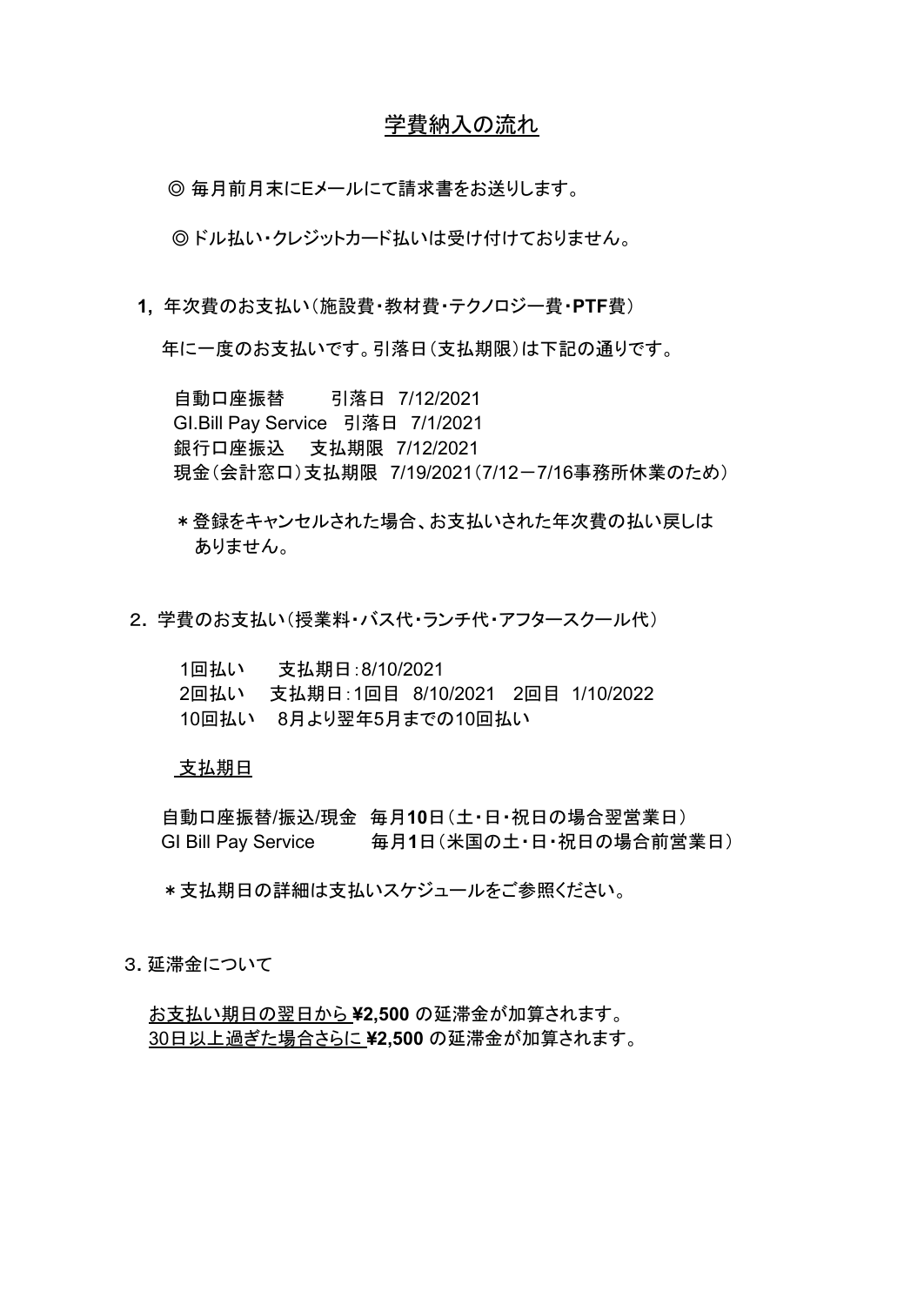# 学費納入の流れ

◎ 毎月前月末にEメールにて請求書をお送りします。

◎ ドル払い・クレジットカード払いは受け付けておりません。

## 1, 年次費のお支払い（施設費・教材費・テクノロジー費・**PTF**費）

年に一度のお支払いです。引落日（支払期限）は下記の通りです。

自動口座振替　　引落日　7/12/2021
GI.Bill Pay Service　引落日　7/1/2021
銀行口座振込　　支払期限　7/12/2021
現金（会計窓口）支払期限　7/19/2021（7/12－7/16事務所休業のため）

＊登録をキャンセルされた場合、お支払いされた年次費の払い戻しはありません。

## 2. 学費のお支払い（授業料・バス代・ランチ代・アフタースクール代）

1回払い　　支払期日：8/10/2021
2回払い　　支払期日：1回目　8/10/2021　2回目　1/10/2022
10回払い　　8月より翌年5月までの10回払い

支払期日

自動口座振替/振込/現金　毎月**10**日（土・日・祝日の場合翌営業日）
GI Bill Pay Service　　毎月**1**日（米国の土・日・祝日の場合前営業日）

＊支払期日の詳細は支払いスケジュールをご参照ください。

## 3. 延滞金について

お支払い期日の翌日から **¥2,500** の延滞金が加算されます。
30日以上過ぎた場合さらに **¥2,500** の延滞金が加算されます。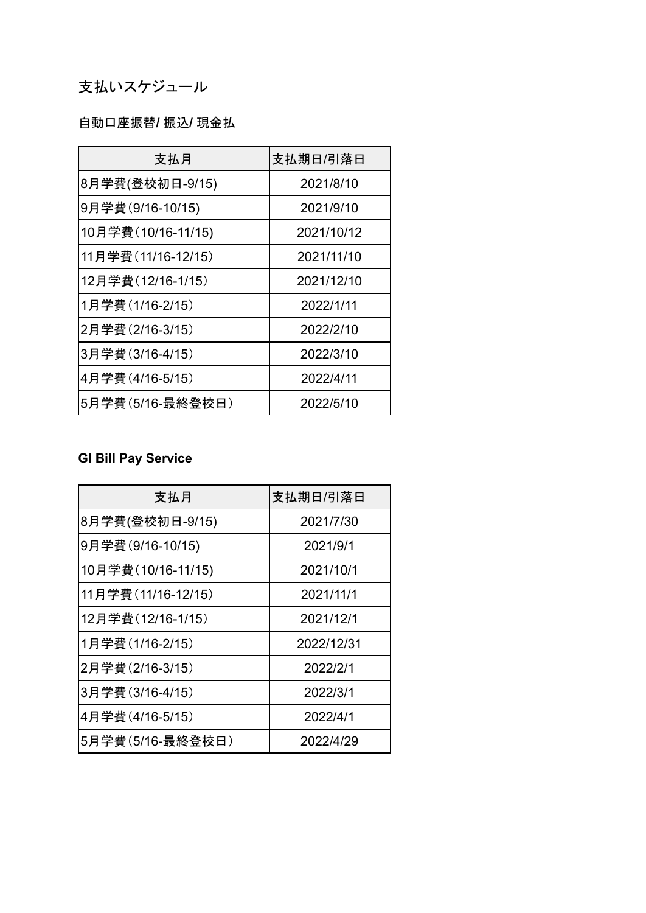# 支払いスケジュール

## 自動口座振替/ 振込/ 現金払

| 支払月 | 支払期日/引落日 |
| --- | --- |
| 8月学費(登校初日-9/15) | 2021/8/10 |
| 9月学費(9/16-10/15) | 2021/9/10 |
| 10月学費(10/16-11/15) | 2021/10/12 |
| 11月学費(11/16-12/15) | 2021/11/10 |
| 12月学費(12/16-1/15) | 2021/12/10 |
| 1月学費(1/16-2/15) | 2022/1/11 |
| 2月学費(2/16-3/15) | 2022/2/10 |
| 3月学費(3/16-4/15) | 2022/3/10 |
| 4月学費(4/16-5/15) | 2022/4/11 |
| 5月学費(5/16-最終登校日) | 2022/5/10 |

## GI Bill Pay Service

| 支払月 | 支払期日/引落日 |
| --- | --- |
| 8月学費(登校初日-9/15) | 2021/7/30 |
| 9月学費(9/16-10/15) | 2021/9/1 |
| 10月学費(10/16-11/15) | 2021/10/1 |
| 11月学費(11/16-12/15) | 2021/11/1 |
| 12月学費(12/16-1/15) | 2021/12/1 |
| 1月学費(1/16-2/15) | 2022/12/31 |
| 2月学費(2/16-3/15) | 2022/2/1 |
| 3月学費(3/16-4/15) | 2022/3/1 |
| 4月学費(4/16-5/15) | 2022/4/1 |
| 5月学費(5/16-最終登校日) | 2022/4/29 |